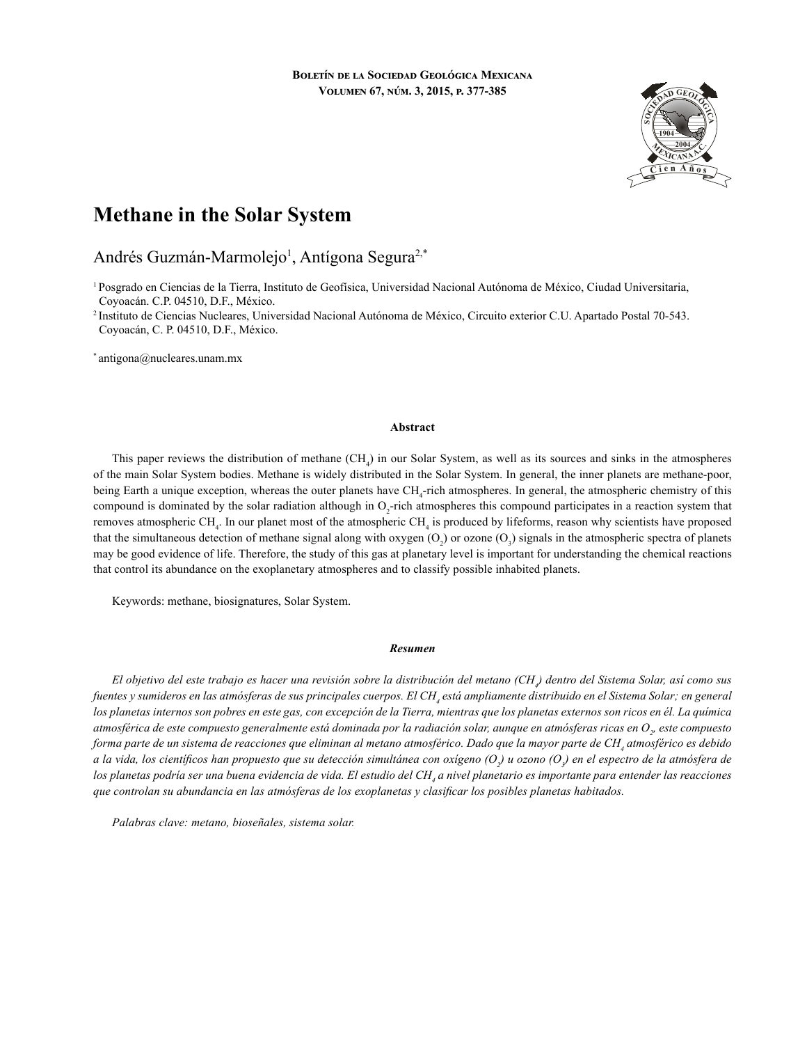# Methane in the Solar System

Andrés Guzmán-Marmolejo[1], Antígona Segura[2,*]

[1] Posgrado en Ciencias de la Tierra, Instituto de Geofísica, Universidad Nacional Autónoma de México, Ciudad Universitaria, Coyoacán. C.P. 04510, D.F., México.

[2] Instituto de Ciencias Nucleares, Universidad Nacional Autónoma de México, Circuito exterior C.U. Apartado Postal 70-543. Coyoacán, C. P. 04510, D.F., México.

[*] antigona@nucleares.unam.mx

## Abstract

This paper reviews the distribution of methane ($CH_4$) in our Solar System, as well as its sources and sinks in the atmospheres of the main Solar System bodies. Methane is widely distributed in the Solar System. In general, the inner planets are methane-poor, being Earth a unique exception, whereas the outer planets have $CH_4$-rich atmospheres. In general, the atmospheric chemistry of this compound is dominated by the solar radiation although in $O_2$-rich atmospheres this compound participates in a reaction system that removes atmospheric $CH_4$. In our planet most of the atmospheric $CH_4$ is produced by lifeforms, reason why scientists have proposed that the simultaneous detection of methane signal along with oxygen ($O_2$) or ozone ($O_3$) signals in the atmospheric spectra of planets may be good evidence of life. Therefore, the study of this gas at planetary level is important for understanding the chemical reactions that control its abundance on the exoplanetary atmospheres and to classify possible inhabited planets.

Keywords: methane, biosignatures, Solar System.

## *Resumen*

*El objetivo del este trabajo es hacer una revisión sobre la distribución del metano ($CH_4$) dentro del Sistema Solar, así como sus fuentes y sumideros en las atmósferas de sus principales cuerpos. El $CH_4$ está ampliamente distribuido en el Sistema Solar; en general los planetas internos son pobres en este gas, con excepción de la Tierra, mientras que los planetas externos son ricos en él. La química atmosférica de este compuesto generalmente está dominada por la radiación solar, aunque en atmósferas ricas en $O_2$, este compuesto forma parte de un sistema de reacciones que eliminan al metano atmosférico. Dado que la mayor parte de $CH_4$ atmosférico es debido a la vida, los científicos han propuesto que su detección simultánea con oxígeno ($O_2$) u ozono ($O_3$) en el espectro de la atmósfera de los planetas podría ser una buena evidencia de vida. El estudio del $CH_4$ a nivel planetario es importante para entender las reacciones que controlan su abundancia en las atmósferas de los exoplanetas y clasificar los posibles planetas habitados.*

*Palabras clave: metano, bioseñales, sistema solar.*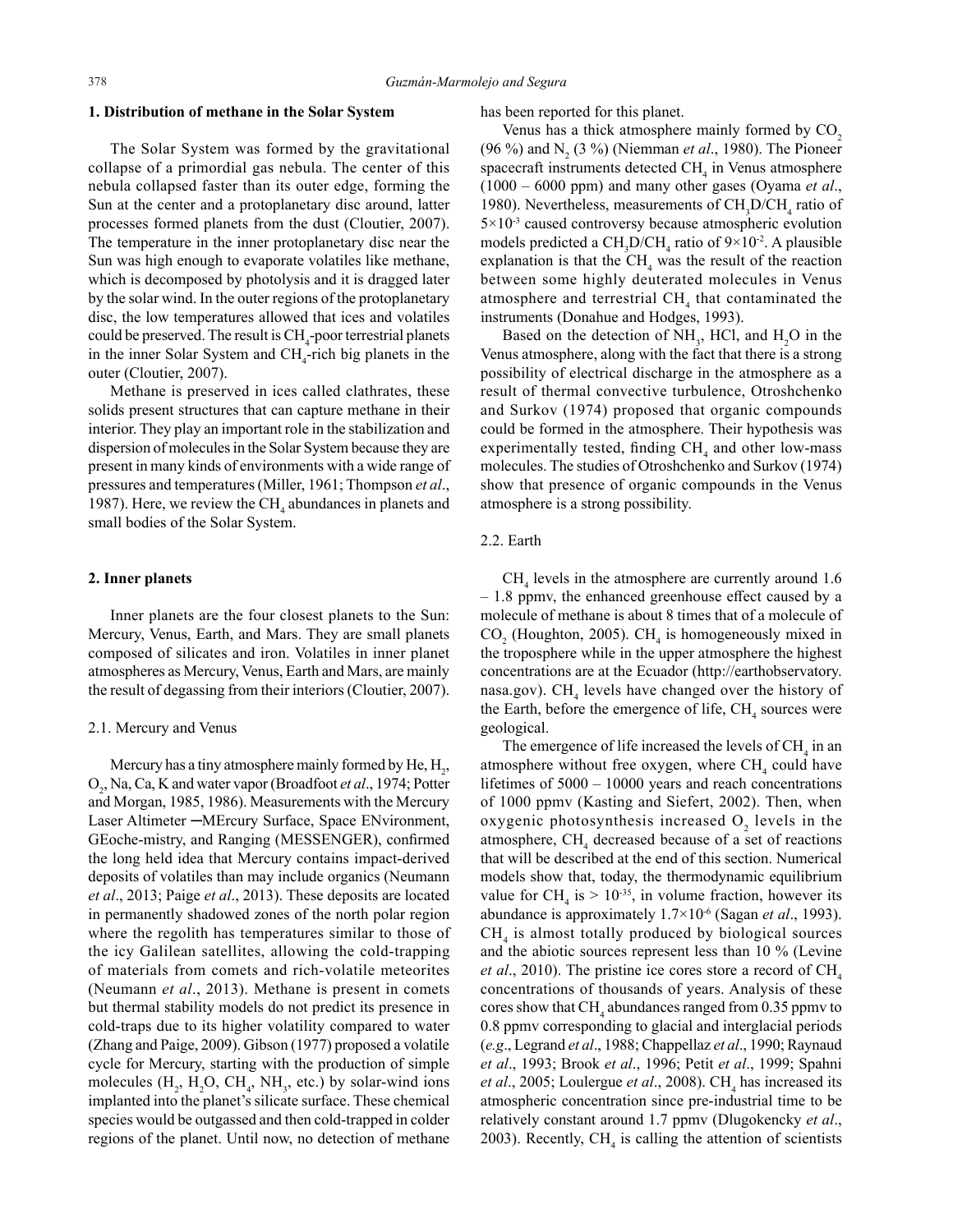## 1. Distribution of methane in the Solar System

The Solar System was formed by the gravitational collapse of a primordial gas nebula. The center of this nebula collapsed faster than its outer edge, forming the Sun at the center and a protoplanetary disc around, latter processes formed planets from the dust (Cloutier, 2007). The temperature in the inner protoplanetary disc near the Sun was high enough to evaporate volatiles like methane, which is decomposed by photolysis and it is dragged later by the solar wind. In the outer regions of the protoplanetary disc, the low temperatures allowed that ices and volatiles could be preserved. The result is $CH_4$-poor terrestrial planets in the inner Solar System and $CH_4$-rich big planets in the outer (Cloutier, 2007).

Methane is preserved in ices called clathrates, these solids present structures that can capture methane in their interior. They play an important role in the stabilization and dispersion of molecules in the Solar System because they are present in many kinds of environments with a wide range of pressures and temperatures (Miller, 1961; Thompson *et al*., 1987). Here, we review the $CH_4$ abundances in planets and small bodies of the Solar System.

## 2. Inner planets

Inner planets are the four closest planets to the Sun: Mercury, Venus, Earth, and Mars. They are small planets composed of silicates and iron. Volatiles in inner planet atmospheres as Mercury, Venus, Earth and Mars, are mainly the result of degassing from their interiors (Cloutier, 2007).

### 2.1. Mercury and Venus

Mercury has a tiny atmosphere mainly formed by He, $H_2$, $O_2$, Na, Ca, K and water vapor (Broadfoot *et al*., 1974; Potter and Morgan, 1985, 1986). Measurements with the Mercury Laser Altimeter ─MErcury Surface, Space ENvironment, GEoche-mistry, and Ranging (MESSENGER), confirmed the long held idea that Mercury contains impact-derived deposits of volatiles than may include organics (Neumann *et al*., 2013; Paige *et al*., 2013). These deposits are located in permanently shadowed zones of the north polar region where the regolith has temperatures similar to those of the icy Galilean satellites, allowing the cold-trapping of materials from comets and rich-volatile meteorites (Neumann *et al*., 2013). Methane is present in comets but thermal stability models do not predict its presence in cold-traps due to its higher volatility compared to water (Zhang and Paige, 2009). Gibson (1977) proposed a volatile cycle for Mercury, starting with the production of simple molecules ($H_2$, $H_2O$, $CH_4$, $NH_3$, etc.) by solar-wind ions implanted into the planet's silicate surface. These chemical species would be outgassed and then cold-trapped in colder regions of the planet. Until now, no detection of methane has been reported for this planet.

Venus has a thick atmosphere mainly formed by $CO_2$ (96 %) and $N_2$ (3 %) (Niemman *et al*., 1980). The Pioneer spacecraft instruments detected $CH_4$ in Venus atmosphere (1000 – 6000 ppm) and many other gases (Oyama *et al*., 1980). Nevertheless, measurements of $CH_3D/CH_4$ ratio of $5×10^{-3}$ caused controversy because atmospheric evolution models predicted a $CH_3D/CH_4$ ratio of $9×10^{-2}$. A plausible explanation is that the $CH_4$ was the result of the reaction between some highly deuterated molecules in Venus atmosphere and terrestrial $CH_4$ that contaminated the instruments (Donahue and Hodges, 1993).

Based on the detection of $NH_3$, HCl, and $H_2O$ in the Venus atmosphere, along with the fact that there is a strong possibility of electrical discharge in the atmosphere as a result of thermal convective turbulence, Otroshchenko and Surkov (1974) proposed that organic compounds could be formed in the atmosphere. Their hypothesis was experimentally tested, finding $CH_4$ and other low-mass molecules. The studies of Otroshchenko and Surkov (1974) show that presence of organic compounds in the Venus atmosphere is a strong possibility.

### 2.2. Earth

$CH_4$ levels in the atmosphere are currently around 1.6 – 1.8 ppmv, the enhanced greenhouse effect caused by a molecule of methane is about 8 times that of a molecule of $CO_2$ (Houghton, 2005). $CH_4$ is homogeneously mixed in the troposphere while in the upper atmosphere the highest concentrations are at the Ecuador (http://earthobservatory.nasa.gov). $CH_4$ levels have changed over the history of the Earth, before the emergence of life, $CH_4$ sources were geological.

The emergence of life increased the levels of $CH_4$ in an atmosphere without free oxygen, where $CH_4$ could have lifetimes of 5000 – 10000 years and reach concentrations of 1000 ppmv (Kasting and Siefert, 2002). Then, when oxygenic photosynthesis increased $O_2$ levels in the atmosphere, $CH_4$ decreased because of a set of reactions that will be described at the end of this section. Numerical models show that, today, the thermodynamic equilibrium value for $CH_4$ is $> 10^{-35}$, in volume fraction, however its abundance is approximately $1.7×10^{-6}$ (Sagan *et al*., 1993). $CH_4$ is almost totally produced by biological sources and the abiotic sources represent less than 10 % (Levine *et al*., 2010). The pristine ice cores store a record of $CH_4$ concentrations of thousands of years. Analysis of these cores show that $CH_4$ abundances ranged from 0.35 ppmv to 0.8 ppmv corresponding to glacial and interglacial periods (*e.g*., Legrand *et al*., 1988; Chappellaz *et al*., 1990; Raynaud *et al*., 1993; Brook *et al*., 1996; Petit *et al*., 1999; Spahni *et al*., 2005; Loulergue *et al*., 2008). $CH_4$ has increased its atmospheric concentration since pre-industrial time to be relatively constant around 1.7 ppmv (Dlugokencky *et al*., 2003). Recently, $CH_4$ is calling the attention of scientists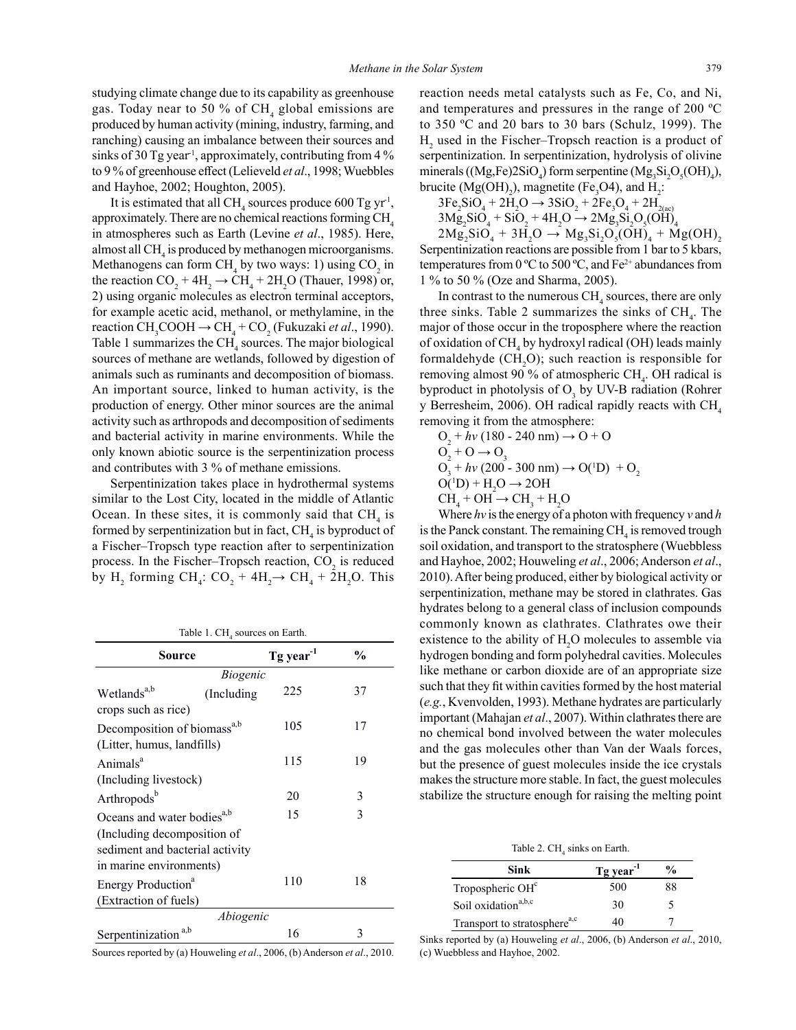studying climate change due to its capability as greenhouse gas. Today near to 50 % of $CH_4$ global emissions are produced by human activity (mining, industry, farming, and ranching) causing an imbalance between their sources and sinks of 30 Tg year$^{-1}$, approximately, contributing from 4 % to 9 % of greenhouse effect (Lelieveld *et al*., 1998; Wuebbles and Hayhoe, 2002; Houghton, 2005).

It is estimated that all $CH_4$ sources produce 600 Tg yr$^{-1}$, approximately. There are no chemical reactions forming $CH_4$ in atmospheres such as Earth (Levine *et al*., 1985). Here, almost all $CH_4$ is produced by methanogen microorganisms. Methanogens can form $CH_4$ by two ways: 1) using $CO_2$ in the reaction $CO_2 + 4H_2 \rightarrow CH_4 + 2H_2O$ (Thauer, 1998) or, 2) using organic molecules as electron terminal acceptors, for example acetic acid, methanol, or methylamine, in the reaction $CH_3COOH \rightarrow CH_4 + CO_2$ (Fukuzaki *et al*., 1990). Table 1 summarizes the $CH_4$ sources. The major biological sources of methane are wetlands, followed by digestion of animals such as ruminants and decomposition of biomass. An important source, linked to human activity, is the production of energy. Other minor sources are the animal activity such as arthropods and decomposition of sediments and bacterial activity in marine environments. While the only known abiotic source is the serpentinization process and contributes with 3 % of methane emissions.

Serpentinization takes place in hydrothermal systems similar to the Lost City, located in the middle of Atlantic Ocean. In these sites, it is commonly said that $CH_4$ is formed by serpentinization but in fact, $CH_4$ is byproduct of a Fischer–Tropsch type reaction after to serpentinization process. In the Fischer–Tropsch reaction, $CO_2$ is reduced by $H_2$ forming $CH_4$: $CO_2 + 4H_2 \rightarrow CH_4 + 2H_2O$. This reaction needs metal catalysts such as Fe, Co, and Ni, and temperatures and pressures in the range of 200 ºC to 350 ºC and 20 bars to 30 bars (Schulz, 1999). The $H_2$ used in the Fischer–Tropsch reaction is a product of serpentinization. In serpentinization, hydrolysis of olivine minerals ($(Mg,Fe)2SiO_4$) form serpentine ($Mg_3Si_2O_5(OH)_4$), brucite ($Mg(OH)_2$), magnetite ($Fe_3O4$), and $H_2$:

$$3Fe_2SiO_4 + 2H_2O \rightarrow 3SiO_2 + 2Fe_3O_4 + 2H_{2(ac)}$$
$$3Mg_2SiO_4 + SiO_2 + 4H_2O \rightarrow 2Mg_3Si_2O_5(OH)_4$$
$$2Mg_2SiO_4 + 3H_2O \rightarrow Mg_3Si_2O_5(OH)_4 + Mg(OH)_2$$

Serpentinization reactions are possible from 1 bar to 5 kbars, temperatures from 0 ºC to 500 ºC, and $Fe^{2+}$ abundances from 1 % to 50 % (Oze and Sharma, 2005).

Table 1. $CH_4$ sources on Earth.

| Source | Tg year$^{-1}$ | % |
|---|---|---|
| *Biogenic* | | |
| Wetlands[a,b] (Including crops such as rice) | 225 | 37 |
| Decomposition of biomass[a,b] (Litter, humus, landfills) | 105 | 17 |
| Animals[a] (Including livestock) | 115 | 19 |
| Arthropods[b] | 20 | 3 |
| Oceans and water bodies[a,b] (Including decomposition of sediment and bacterial activity in marine environments) | 15 | 3 |
| Energy Production[a] (Extraction of fuels) | 110 | 18 |
| *Abiogenic* | | |
| Serpentinization [a,b] | 16 | 3 |

Sources reported by (a) Houweling *et al*., 2006, (b) Anderson *et al*., 2010.

In contrast to the numerous $CH_4$ sources, there are only three sinks. Table 2 summarizes the sinks of $CH_4$. The major of those occur in the troposphere where the reaction of oxidation of $CH_4$ by hydroxyl radical (OH) leads mainly formaldehyde ($CH_2O$); such reaction is responsible for removing almost 90 % of atmospheric $CH_4$. OH radical is byproduct in photolysis of $O_3$ by UV-B radiation (Rohrer y Berresheim, 2006). OH radical rapidly reacts with $CH_4$ removing it from the atmosphere:

$$O_2 + h\nu \text{ (180 - 240 nm)} \rightarrow O + O$$
$$O_2 + O \rightarrow O_3$$
$$O_3 + h\nu \text{ (200 - 300 nm)} \rightarrow O(^1D) + O_2$$
$$O(^1D) + H_2O \rightarrow 2OH$$
$$CH_4 + OH \rightarrow CH_3 + H_2O$$

Where $h\nu$ is the energy of a photon with frequency $\nu$ and $h$ is the Panck constant. The remaining $CH_4$ is removed trough soil oxidation, and transport to the stratosphere (Wuebbless and Hayhoe, 2002; Houweling *et al*., 2006; Anderson *et al*., 2010). After being produced, either by biological activity or serpentinization, methane may be stored in clathrates. Gas hydrates belong to a general class of inclusion compounds commonly known as clathrates. Clathrates owe their existence to the ability of $H_2O$ molecules to assemble via hydrogen bonding and form polyhedral cavities. Molecules like methane or carbon dioxide are of an appropriate size such that they fit within cavities formed by the host material (*e.g.*, Kvenvolden, 1993). Methane hydrates are particularly important (Mahajan *et al*., 2007). Within clathrates there are no chemical bond involved between the water molecules and the gas molecules other than Van der Waals forces, but the presence of guest molecules inside the ice crystals makes the structure more stable. In fact, the guest molecules stabilize the structure enough for raising the melting point

Table 2. $CH_4$ sinks on Earth.

| Sink | Tg year$^{-1}$ | % |
|---|---|---|
| Tropospheric OH[c] | 500 | 88 |
| Soil oxidation[a,b,c] | 30 | 5 |
| Transport to stratosphere[a,c] | 40 | 7 |

Sinks reported by (a) Houweling *et al*., 2006, (b) Anderson *et al*., 2010, (c) Wuebbless and Hayhoe, 2002.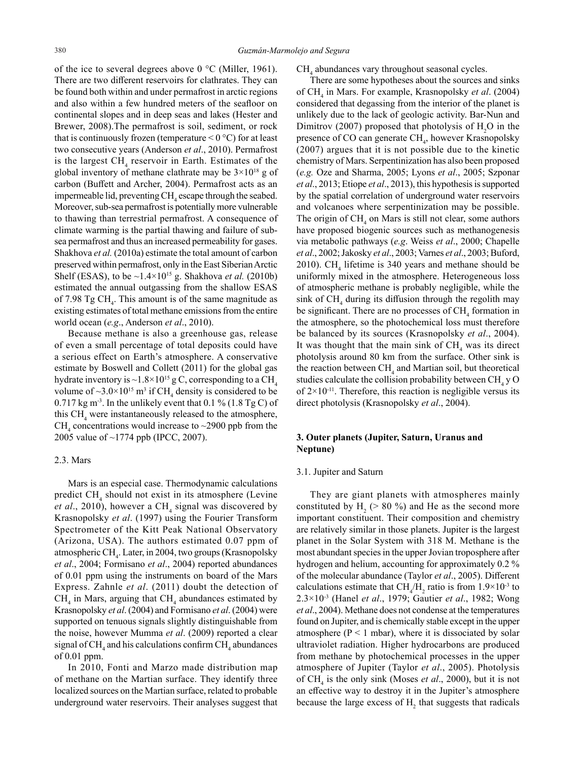of the ice to several degrees above 0 °C (Miller, 1961). There are two different reservoirs for clathrates. They can be found both within and under permafrost in arctic regions and also within a few hundred meters of the seafloor on continental slopes and in deep seas and lakes (Hester and Brewer, 2008).The permafrost is soil, sediment, or rock that is continuously frozen (temperature < 0 °C) for at least two consecutive years (Anderson *et al*., 2010). Permafrost is the largest $CH_4$ reservoir in Earth. Estimates of the global inventory of methane clathrate may be $3\times10^{18}$ g of carbon (Buffett and Archer, 2004). Permafrost acts as an impermeable lid, preventing $CH_4$ escape through the seabed. Moreover, sub-sea permafrost is potentially more vulnerable to thawing than terrestrial permafrost. A consequence of climate warming is the partial thawing and failure of sub-sea permafrost and thus an increased permeability for gases. Shakhova *et al.* (2010a) estimate the total amount of carbon preserved within permafrost, only in the East Siberian Arctic Shelf (ESAS), to be $\sim1.4\times10^{15}$ g. Shakhova *et al.* (2010b) estimated the annual outgassing from the shallow ESAS of 7.98 Tg $CH_4$. This amount is of the same magnitude as existing estimates of total methane emissions from the entire world ocean (*e.g*., Anderson *et al*., 2010).

Because methane is also a greenhouse gas, release of even a small percentage of total deposits could have a serious effect on Earth's atmosphere. A conservative estimate by Boswell and Collett (2011) for the global gas hydrate inventory is $\sim1.8\times10^{15}$ g C, corresponding to a $CH_4$ volume of $\sim3.0\times10^{15}$ m$^3$ if $CH_4$ density is considered to be 0.717 kg m$^{-3}$. In the unlikely event that 0.1 % (1.8 Tg C) of this $CH_4$ were instantaneously released to the atmosphere, $CH_4$ concentrations would increase to ~2900 ppb from the 2005 value of ~1774 ppb (IPCC, 2007).

### 2.3. Mars

Mars is an especial case. Thermodynamic calculations predict $CH_4$ should not exist in its atmosphere (Levine *et al*., 2010), however a $CH_4$ signal was discovered by Krasnopolsky *et al*. (1997) using the Fourier Transform Spectrometer of the Kitt Peak National Observatory (Arizona, USA). The authors estimated 0.07 ppm of atmospheric $CH_4$. Later, in 2004, two groups (Krasnopolsky *et al*., 2004; Formisano *et al*., 2004) reported abundances of 0.01 ppm using the instruments on board of the Mars Express. Zahnle *et al*. (2011) doubt the detection of $CH_4$ in Mars, arguing that $CH_4$ abundances estimated by Krasnopolsky *et al*. (2004) and Formisano *et al*. (2004) were supported on tenuous signals slightly distinguishable from the noise, however Mumma *et al*. (2009) reported a clear signal of $CH_4$ and his calculations confirm $CH_4$ abundances of 0.01 ppm.

In 2010, Fonti and Marzo made distribution map of methane on the Martian surface. They identify three localized sources on the Martian surface, related to probable underground water reservoirs. Their analyses suggest that $CH_4$ abundances vary throughout seasonal cycles.

There are some hypotheses about the sources and sinks of $CH_4$ in Mars. For example, Krasnopolsky *et al*. (2004) considered that degassing from the interior of the planet is unlikely due to the lack of geologic activity. Bar-Nun and Dimitrov (2007) proposed that photolysis of $H_2O$ in the presence of CO can generate $CH_4$, however Krasnopolsky (2007) argues that it is not possible due to the kinetic chemistry of Mars. Serpentinization has also been proposed (*e.g.* Oze and Sharma, 2005; Lyons *et al*., 2005; Szponar *et al*., 2013; Etiope *et al*., 2013), this hypothesis is supported by the spatial correlation of underground water reservoirs and volcanoes where serpentinization may be possible. The origin of $CH_4$ on Mars is still not clear, some authors have proposed biogenic sources such as methanogenesis via metabolic pathways (*e.g*. Weiss *et al*., 2000; Chapelle *et al*., 2002; Jakosky *et al*., 2003; Varnes *et al*., 2003; Buford, 2010). $CH_4$ lifetime is 340 years and methane should be uniformly mixed in the atmosphere. Heterogeneous loss of atmospheric methane is probably negligible, while the sink of $CH_4$ during its diffusion through the regolith may be significant. There are no processes of $CH_4$ formation in the atmosphere, so the photochemical loss must therefore be balanced by its sources (Krasnopolsky *et al*., 2004). It was thought that the main sink of $CH_4$ was its direct photolysis around 80 km from the surface. Other sink is the reaction between $CH_4$ and Martian soil, but theoretical studies calculate the collision probability between $CH_4$ y O of $2\times10^{-11}$. Therefore, this reaction is negligible versus its direct photolysis (Krasnopolsky *et al*., 2004).

## 3. Outer planets (Jupiter, Saturn, Uranus and Neptune)

### 3.1. Jupiter and Saturn

They are giant planets with atmospheres mainly constituted by $H_2$ (> 80 %) and He as the second more important constituent. Their composition and chemistry are relatively similar in those planets. Jupiter is the largest planet in the Solar System with 318 M. Methane is the most abundant species in the upper Jovian troposphere after hydrogen and helium, accounting for approximately 0.2 % of the molecular abundance (Taylor *et al*., 2005). Different calculations estimate that $CH_4/H_2$ ratio is from $1.9\times10^{-3}$ to $2.3\times10^{-3}$ (Hanel *et al*., 1979; Gautier *et al*., 1982; Wong *et al*., 2004). Methane does not condense at the temperatures found on Jupiter, and is chemically stable except in the upper atmosphere (P < 1 mbar), where it is dissociated by solar ultraviolet radiation. Higher hydrocarbons are produced from methane by photochemical processes in the upper atmosphere of Jupiter (Taylor *et al*., 2005). Photolysis of $CH_4$ is the only sink (Moses *et al*., 2000), but it is not an effective way to destroy it in the Jupiter's atmosphere because the large excess of $H_2$ that suggests that radicals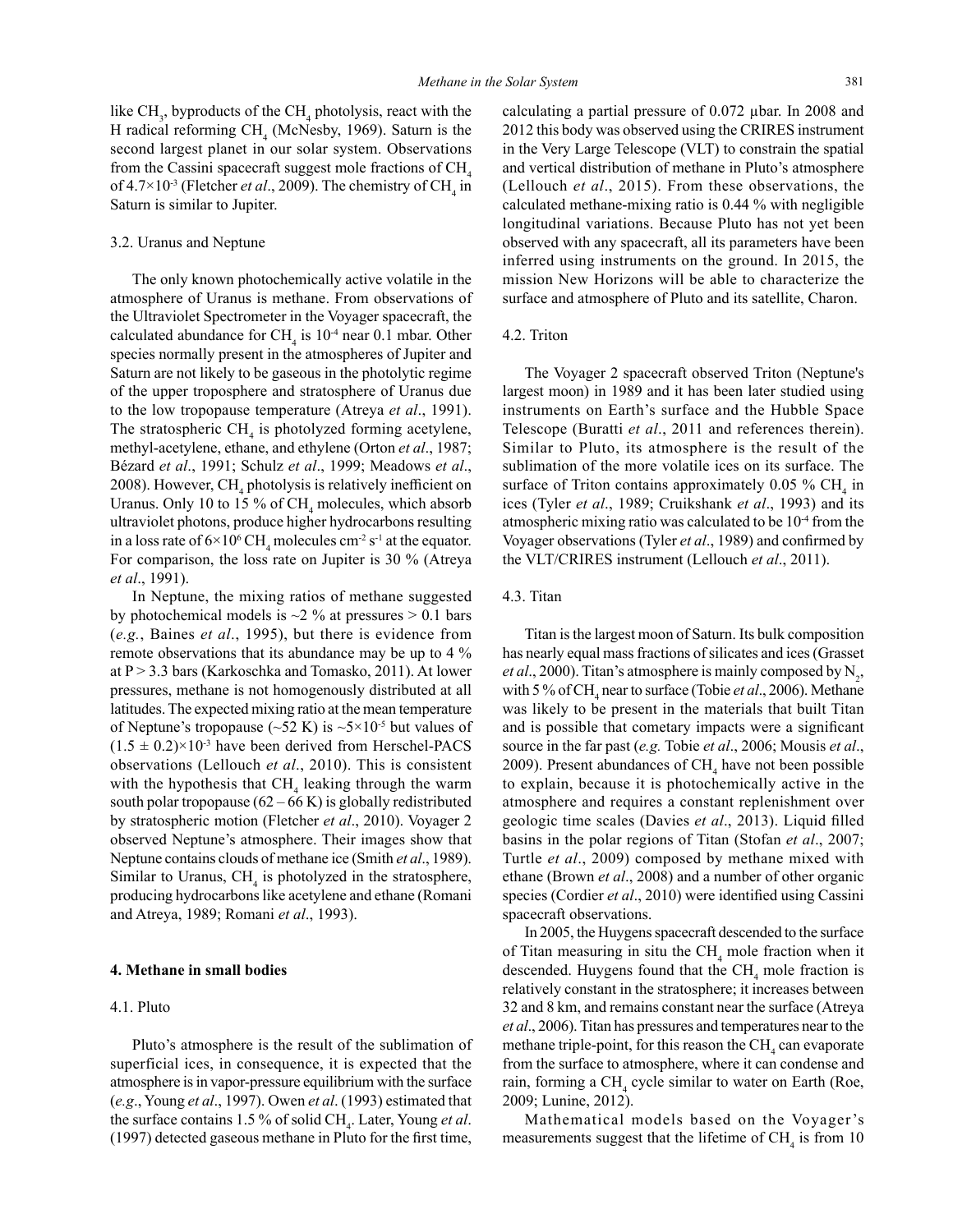like $CH_3$, byproducts of the $CH_4$ photolysis, react with the H radical reforming $CH_4$ (McNesby, 1969). Saturn is the second largest planet in our solar system. Observations from the Cassini spacecraft suggest mole fractions of $CH_4$ of $4.7\times10^{-3}$ (Fletcher *et al*., 2009). The chemistry of $CH_4$ in Saturn is similar to Jupiter.

### 3.2. Uranus and Neptune

The only known photochemically active volatile in the atmosphere of Uranus is methane. From observations of the Ultraviolet Spectrometer in the Voyager spacecraft, the calculated abundance for $CH_4$ is $10^{-4}$ near 0.1 mbar. Other species normally present in the atmospheres of Jupiter and Saturn are not likely to be gaseous in the photolytic regime of the upper troposphere and stratosphere of Uranus due to the low tropopause temperature (Atreya *et al*., 1991). The stratospheric $CH_4$ is photolyzed forming acetylene, methyl-acetylene, ethane, and ethylene (Orton *et al*., 1987; Bézard *et al*., 1991; Schulz *et al*., 1999; Meadows *et al*., 2008). However, $CH_4$ photolysis is relatively inefficient on Uranus. Only 10 to 15 % of $CH_4$ molecules, which absorb ultraviolet photons, produce higher hydrocarbons resulting in a loss rate of $6\times10^{6}$ $CH_4$ molecules $cm^{-2}$ $s^{-1}$ at the equator. For comparison, the loss rate on Jupiter is 30 % (Atreya *et al*., 1991).

In Neptune, the mixing ratios of methane suggested by photochemical models is ~2 % at pressures > 0.1 bars (*e.g.*, Baines *et al*., 1995), but there is evidence from remote observations that its abundance may be up to 4 % at P > 3.3 bars (Karkoschka and Tomasko, 2011). At lower pressures, methane is not homogenously distributed at all latitudes. The expected mixing ratio at the mean temperature of Neptune's tropopause (~52 K) is $\sim5\times10^{-5}$ but values of $(1.5 \pm 0.2)\times10^{-3}$ have been derived from Herschel-PACS observations (Lellouch *et al*., 2010). This is consistent with the hypothesis that $CH_4$ leaking through the warm south polar tropopause (62 – 66 K) is globally redistributed by stratospheric motion (Fletcher *et al*., 2010). Voyager 2 observed Neptune's atmosphere. Their images show that Neptune contains clouds of methane ice (Smith *et al*., 1989). Similar to Uranus, $CH_4$ is photolyzed in the stratosphere, producing hydrocarbons like acetylene and ethane (Romani and Atreya, 1989; Romani *et al*., 1993).

## 4. Methane in small bodies

### 4.1. Pluto

Pluto's atmosphere is the result of the sublimation of superficial ices, in consequence, it is expected that the atmosphere is in vapor-pressure equilibrium with the surface (*e.g*., Young *et al*., 1997). Owen *et al*. (1993) estimated that the surface contains 1.5 % of solid $CH_4$. Later, Young *et al*. (1997) detected gaseous methane in Pluto for the first time, calculating a partial pressure of 0.072 μbar. In 2008 and 2012 this body was observed using the CRIRES instrument in the Very Large Telescope (VLT) to constrain the spatial and vertical distribution of methane in Pluto's atmosphere (Lellouch *et al*., 2015). From these observations, the calculated methane-mixing ratio is 0.44 % with negligible longitudinal variations. Because Pluto has not yet been observed with any spacecraft, all its parameters have been inferred using instruments on the ground. In 2015, the mission New Horizons will be able to characterize the surface and atmosphere of Pluto and its satellite, Charon.

### 4.2. Triton

The Voyager 2 spacecraft observed Triton (Neptune's largest moon) in 1989 and it has been later studied using instruments on Earth's surface and the Hubble Space Telescope (Buratti *et al*., 2011 and references therein). Similar to Pluto, its atmosphere is the result of the sublimation of the more volatile ices on its surface. The surface of Triton contains approximately 0.05 % $CH_4$ in ices (Tyler *et al*., 1989; Cruikshank *et al*., 1993) and its atmospheric mixing ratio was calculated to be $10^{-4}$ from the Voyager observations (Tyler *et al*., 1989) and confirmed by the VLT/CRIRES instrument (Lellouch *et al*., 2011).

### 4.3. Titan

Titan is the largest moon of Saturn. Its bulk composition has nearly equal mass fractions of silicates and ices (Grasset *et al*., 2000). Titan's atmosphere is mainly composed by $N_2$, with 5 % of $CH_4$ near to surface (Tobie *et al*., 2006). Methane was likely to be present in the materials that built Titan and is possible that cometary impacts were a significant source in the far past (*e.g.* Tobie *et al*., 2006; Mousis *et al*., 2009). Present abundances of $CH_4$ have not been possible to explain, because it is photochemically active in the atmosphere and requires a constant replenishment over geologic time scales (Davies *et al*., 2013). Liquid filled basins in the polar regions of Titan (Stofan *et al*., 2007; Turtle *et al*., 2009) composed by methane mixed with ethane (Brown *et al*., 2008) and a number of other organic species (Cordier *et al*., 2010) were identified using Cassini spacecraft observations.

In 2005, the Huygens spacecraft descended to the surface of Titan measuring in situ the $CH_4$ mole fraction when it descended. Huygens found that the $CH_4$ mole fraction is relatively constant in the stratosphere; it increases between 32 and 8 km, and remains constant near the surface (Atreya *et al*., 2006). Titan has pressures and temperatures near to the methane triple-point, for this reason the $CH_4$ can evaporate from the surface to atmosphere, where it can condense and rain, forming a $CH_4$ cycle similar to water on Earth (Roe, 2009; Lunine, 2012).

Mathematical models based on the Voyager's measurements suggest that the lifetime of $CH_4$ is from 10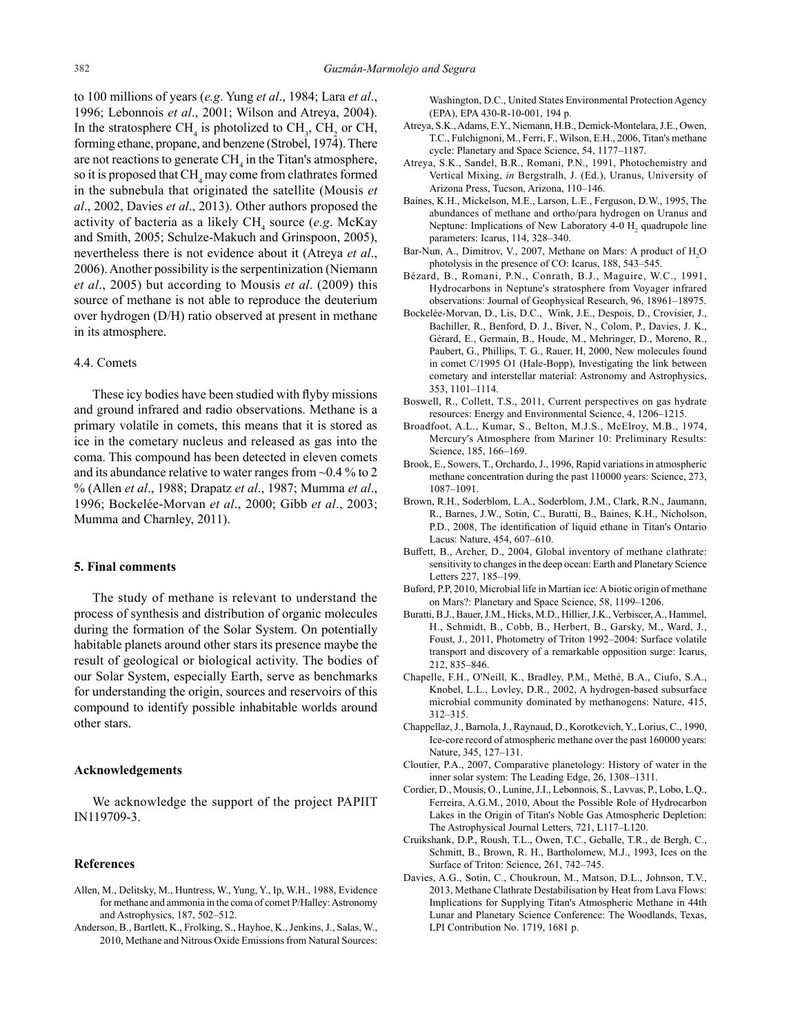to 100 millions of years (*e.g*. Yung *et al*., 1984; Lara *et al*., 1996; Lebonnois *et al*., 2001; Wilson and Atreya, 2004). In the stratosphere $CH_4$ is photolized to $CH_3$, $CH_2$ or CH, forming ethane, propane, and benzene (Strobel, 1974). There are not reactions to generate $CH_4$ in the Titan's atmosphere, so it is proposed that $CH_4$ may come from clathrates formed in the subnebula that originated the satellite (Mousis *et al*., 2002, Davies *et al*., 2013). Other authors proposed the activity of bacteria as a likely $CH_4$ source (*e.g*. McKay and Smith, 2005; Schulze-Makuch and Grinspoon, 2005), nevertheless there is not evidence about it (Atreya *et al*., 2006). Another possibility is the serpentinization (Niemann *et al*., 2005) but according to Mousis *et al*. (2009) this source of methane is not able to reproduce the deuterium over hydrogen (D/H) ratio observed at present in methane in its atmosphere.

### 4.4. Comets

These icy bodies have been studied with flyby missions and ground infrared and radio observations. Methane is a primary volatile in comets, this means that it is stored as ice in the cometary nucleus and released as gas into the coma. This compound has been detected in eleven comets and its abundance relative to water ranges from ~0.4 % to 2 % (Allen *et al*., 1988; Drapatz *et al*., 1987; Mumma *et al*., 1996; Bockelée-Morvan *et al*., 2000; Gibb *et al*., 2003; Mumma and Charnley, 2011).

## 5. Final comments

The study of methane is relevant to understand the process of synthesis and distribution of organic molecules during the formation of the Solar System. On potentially habitable planets around other stars its presence maybe the result of geological or biological activity. The bodies of our Solar System, especially Earth, serve as benchmarks for understanding the origin, sources and reservoirs of this compound to identify possible inhabitable worlds around other stars.

## Acknowledgements

We acknowledge the support of the project PAPIIT IN119709-3.

## References

Allen, M., Delitsky, M., Huntress, W., Yung, Y., Ip, W.H., 1988, Evidence for methane and ammonia in the coma of comet P/Halley: Astronomy and Astrophysics, 187, 502–512.

Anderson, B., Bartlett, K., Frolking, S., Hayhoe, K., Jenkins, J., Salas, W., 2010, Methane and Nitrous Oxide Emissions from Natural Sources: Washington, D.C., United States Environmental Protection Agency (EPA), EPA 430-R-10-001, 194 p.

Atreya, S.K., Adams, E.Y., Niemann, H.B., Demick-Montelara, J.E., Owen, T.C., Fulchignoni, M., Ferri, F., Wilson, E.H., 2006, Titan's methane cycle: Planetary and Space Science, 54, 1177–1187.

Atreya, S.K., Sandel, B.R., Romani, P.N., 1991, Photochemistry and Vertical Mixing, *in* Bergstralh, J. (Ed.), Uranus, University of Arizona Press, Tucson, Arizona, 110–146.

Baines, K.H., Mickelson, M.E., Larson, L.E., Ferguson, D.W., 1995, The abundances of methane and ortho/para hydrogen on Uranus and Neptune: Implications of New Laboratory 4-0 $H_2$ quadrupole line parameters: Icarus, 114, 328–340.

Bar-Nun, A., Dimitrov, V., 2007, Methane on Mars: A product of $H_2O$ photolysis in the presence of CO: Icarus, 188, 543–545.

Bézard, B., Romani, P.N., Conrath, B.J., Maguire, W.C., 1991, Hydrocarbons in Neptune's stratosphere from Voyager infrared observations: Journal of Geophysical Research, 96, 18961–18975.

Bockelée-Morvan, D., Lis, D.C., Wink, J.E., Despois, D., Crovisier, J., Bachiller, R., Benford, D. J., Biver, N., Colom, P., Davies, J. K., Gérard, E., Germain, B., Houde, M., Mehringer, D., Moreno, R., Paubert, G., Phillips, T. G., Rauer, H, 2000, New molecules found in comet C/1995 O1 (Hale-Bopp), Investigating the link between cometary and interstellar material: Astronomy and Astrophysics, 353, 1101–1114.

Boswell, R., Collett, T.S., 2011, Current perspectives on gas hydrate resources: Energy and Environmental Science, 4, 1206–1215.

Broadfoot, A.L., Kumar, S., Belton, M.J.S., McElroy, M.B., 1974, Mercury's Atmosphere from Mariner 10: Preliminary Results: Science, 185, 166–169.

Brook, E., Sowers, T., Orchardo, J., 1996, Rapid variations in atmospheric methane concentration during the past 110000 years: Science, 273, 1087–1091.

Brown, R.H., Soderblom, L.A., Soderblom, J.M., Clark, R.N., Jaumann, R., Barnes, J.W., Sotin, C., Buratti, B., Baines, K.H., Nicholson, P.D., 2008, The identification of liquid ethane in Titan's Ontario Lacus: Nature, 454, 607–610.

Buffett, B., Archer, D., 2004, Global inventory of methane clathrate: sensitivity to changes in the deep ocean: Earth and Planetary Science Letters 227, 185–199.

Buford, P.P, 2010, Microbial life in Martian ice: A biotic origin of methane on Mars?: Planetary and Space Science, 58, 1199–1206.

Buratti, B.J., Bauer, J.M., Hicks, M.D., Hillier, J.K., Verbiscer, A., Hammel, H., Schmidt, B., Cobb, B., Herbert, B., Garsky, M., Ward, J., Foust, J., 2011, Photometry of Triton 1992–2004: Surface volatile transport and discovery of a remarkable opposition surge: Icarus, 212, 835–846.

Chapelle, F.H., O'Neill, K., Bradley, P.M., Methé, B.A., Ciufo, S.A., Knobel, L.L., Lovley, D.R., 2002, A hydrogen-based subsurface microbial community dominated by methanogens: Nature, 415, 312–315.

Chappellaz, J., Barnola, J., Raynaud, D., Korotkevich, Y., Lorius, C., 1990, Ice-core record of atmospheric methane over the past 160000 years: Nature, 345, 127–131.

Cloutier, P.A., 2007, Comparative planetology: History of water in the inner solar system: The Leading Edge, 26, 1308–1311.

Cordier, D., Mousis, O., Lunine, J.I., Lebonnois, S., Lavvas, P., Lobo, L.Q., Ferreira, A.G.M., 2010, About the Possible Role of Hydrocarbon Lakes in the Origin of Titan's Noble Gas Atmospheric Depletion: The Astrophysical Journal Letters, 721, L117–L120.

Cruikshank, D.P., Roush, T.L., Owen, T.C., Geballe, T.R., de Bergh, C., Schmitt, B., Brown, R. H., Bartholomew, M.J., 1993, Ices on the Surface of Triton: Science, 261, 742–745.

Davies, A.G., Sotin, C., Choukroun, M., Matson, D.L., Johnson, T.V., 2013, Methane Clathrate Destabilisation by Heat from Lava Flows: Implications for Supplying Titan's Atmospheric Methane in 44th Lunar and Planetary Science Conference: The Woodlands, Texas, LPI Contribution No. 1719, 1681 p.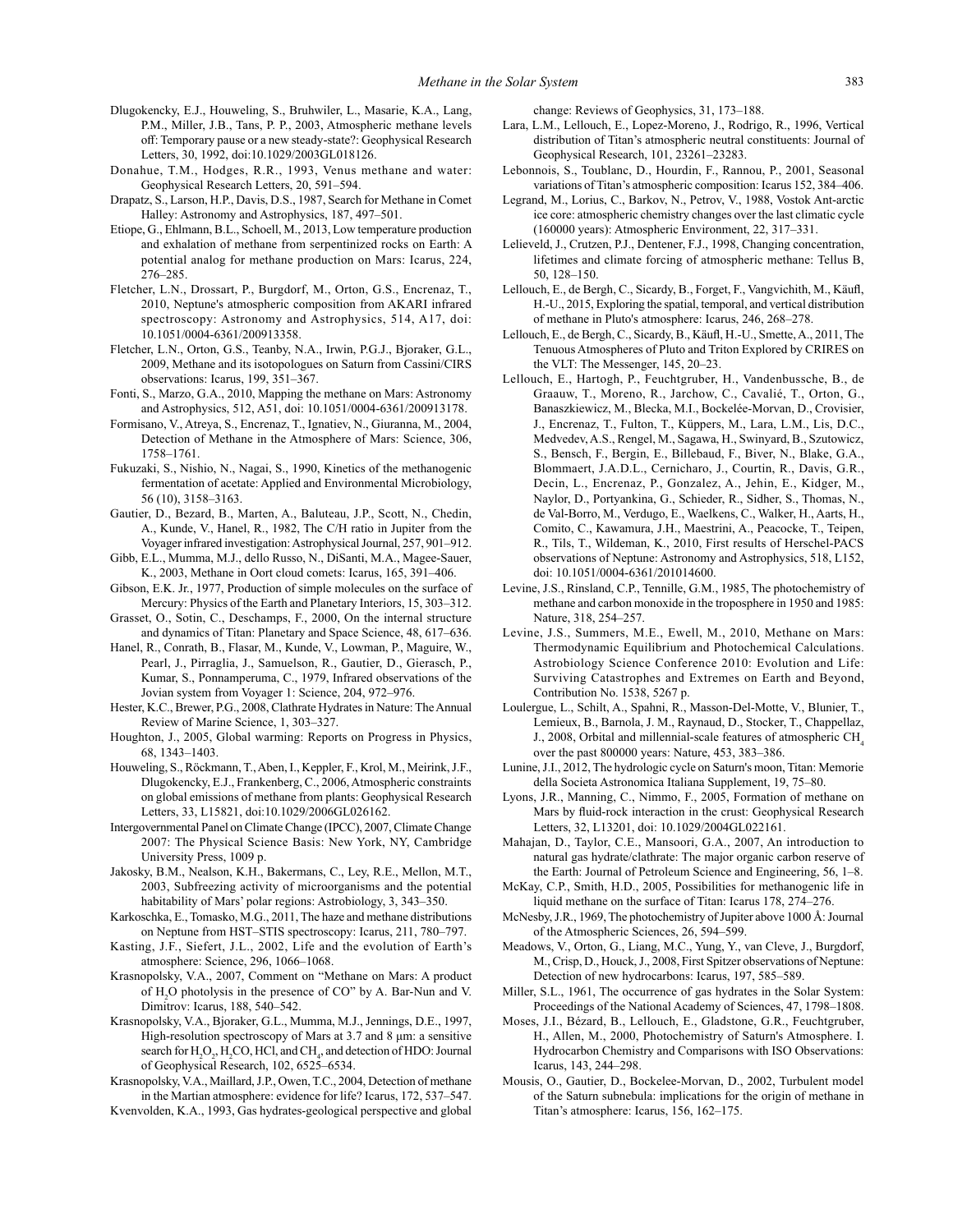Dlugokencky, E.J., Houweling, S., Bruhwiler, L., Masarie, K.A., Lang, P.M., Miller, J.B., Tans, P. P., 2003, Atmospheric methane levels off: Temporary pause or a new steady-state?: Geophysical Research Letters, 30, 1992, doi:10.1029/2003GL018126.

Donahue, T.M., Hodges, R.R., 1993, Venus methane and water: Geophysical Research Letters, 20, 591–594.

Drapatz, S., Larson, H.P., Davis, D.S., 1987, Search for Methane in Comet Halley: Astronomy and Astrophysics, 187, 497–501.

Etiope, G., Ehlmann, B.L., Schoell, M., 2013, Low temperature production and exhalation of methane from serpentinized rocks on Earth: A potential analog for methane production on Mars: Icarus, 224, 276–285.

Fletcher, L.N., Drossart, P., Burgdorf, M., Orton, G.S., Encrenaz, T., 2010, Neptune's atmospheric composition from AKARI infrared spectroscopy: Astronomy and Astrophysics, 514, A17, doi: 10.1051/0004-6361/200913358.

Fletcher, L.N., Orton, G.S., Teanby, N.A., Irwin, P.G.J., Bjoraker, G.L., 2009, Methane and its isotopologues on Saturn from Cassini/CIRS observations: Icarus, 199, 351–367.

Fonti, S., Marzo, G.A., 2010, Mapping the methane on Mars: Astronomy and Astrophysics, 512, A51, doi: 10.1051/0004-6361/200913178.

Formisano, V., Atreya, S., Encrenaz, T., Ignatiev, N., Giuranna, M., 2004, Detection of Methane in the Atmosphere of Mars: Science, 306, 1758–1761.

Fukuzaki, S., Nishio, N., Nagai, S., 1990, Kinetics of the methanogenic fermentation of acetate: Applied and Environmental Microbiology, 56 (10), 3158–3163.

Gautier, D., Bezard, B., Marten, A., Baluteau, J.P., Scott, N., Chedin, A., Kunde, V., Hanel, R., 1982, The C/H ratio in Jupiter from the Voyager infrared investigation: Astrophysical Journal, 257, 901–912.

Gibb, E.L., Mumma, M.J., dello Russo, N., DiSanti, M.A., Magee-Sauer, K., 2003, Methane in Oort cloud comets: Icarus, 165, 391–406.

Gibson, E.K. Jr., 1977, Production of simple molecules on the surface of Mercury: Physics of the Earth and Planetary Interiors, 15, 303–312.

Grasset, O., Sotin, C., Deschamps, F., 2000, On the internal structure and dynamics of Titan: Planetary and Space Science, 48, 617–636.

Hanel, R., Conrath, B., Flasar, M., Kunde, V., Lowman, P., Maguire, W., Pearl, J., Pirraglia, J., Samuelson, R., Gautier, D., Gierasch, P., Kumar, S., Ponnamperuma, C., 1979, Infrared observations of the Jovian system from Voyager 1: Science, 204, 972–976.

Hester, K.C., Brewer, P.G., 2008, Clathrate Hydrates in Nature: The Annual Review of Marine Science, 1, 303–327.

Houghton, J., 2005, Global warming: Reports on Progress in Physics, 68, 1343–1403.

Houweling, S., Röckmann, T., Aben, I., Keppler, F., Krol, M., Meirink, J.F., Dlugokencky, E.J., Frankenberg, C., 2006, Atmospheric constraints on global emissions of methane from plants: Geophysical Research Letters, 33, L15821, doi:10.1029/2006GL026162.

Intergovernmental Panel on Climate Change (IPCC), 2007, Climate Change 2007: The Physical Science Basis: New York, NY, Cambridge University Press, 1009 p.

Jakosky, B.M., Nealson, K.H., Bakermans, C., Ley, R.E., Mellon, M.T., 2003, Subfreezing activity of microorganisms and the potential habitability of Mars' polar regions: Astrobiology, 3, 343–350.

Karkoschka, E., Tomasko, M.G., 2011, The haze and methane distributions on Neptune from HST–STIS spectroscopy: Icarus, 211, 780–797.

Kasting, J.F., Siefert, J.L., 2002, Life and the evolution of Earth's atmosphere: Science, 296, 1066–1068.

Krasnopolsky, V.A., 2007, Comment on "Methane on Mars: A product of $H_2O$ photolysis in the presence of CO" by A. Bar-Nun and V. Dimitrov: Icarus, 188, 540–542.

Krasnopolsky, V.A., Bjoraker, G.L., Mumma, M.J., Jennings, D.E., 1997, High-resolution spectroscopy of Mars at 3.7 and 8 μm: a sensitive search for $H_2O_2$, $H_2CO$, HCl, and $CH_4$, and detection of HDO: Journal of Geophysical Research, 102, 6525–6534.

Krasnopolsky, V.A., Maillard, J.P., Owen, T.C., 2004, Detection of methane in the Martian atmosphere: evidence for life? Icarus, 172, 537–547.

Kvenvolden, K.A., 1993, Gas hydrates-geological perspective and global change: Reviews of Geophysics, 31, 173–188.

Lara, L.M., Lellouch, E., Lopez-Moreno, J., Rodrigo, R., 1996, Vertical distribution of Titan's atmospheric neutral constituents: Journal of Geophysical Research, 101, 23261–23283.

Lebonnois, S., Toublanc, D., Hourdin, F., Rannou, P., 2001, Seasonal variations of Titan's atmospheric composition: Icarus 152, 384–406.

Legrand, M., Lorius, C., Barkov, N., Petrov, V., 1988, Vostok Ant-arctic ice core: atmospheric chemistry changes over the last climatic cycle (160000 years): Atmospheric Environment, 22, 317–331.

Lelieveld, J., Crutzen, P.J., Dentener, F.J., 1998, Changing concentration, lifetimes and climate forcing of atmospheric methane: Tellus B, 50, 128–150.

Lellouch, E., de Bergh, C., Sicardy, B., Forget, F., Vangvichith, M., Käufl, H.-U., 2015, Exploring the spatial, temporal, and vertical distribution of methane in Pluto's atmosphere: Icarus, 246, 268–278.

Lellouch, E., de Bergh, C., Sicardy, B., Käufl, H.-U., Smette, A., 2011, The Tenuous Atmospheres of Pluto and Triton Explored by CRIRES on the VLT: The Messenger, 145, 20–23.

Lellouch, E., Hartogh, P., Feuchtgruber, H., Vandenbussche, B., de Graauw, T., Moreno, R., Jarchow, C., Cavalié, T., Orton, G., Banaszkiewicz, M., Blecka, M.I., Bockelée-Morvan, D., Crovisier, J., Encrenaz, T., Fulton, T., Küppers, M., Lara, L.M., Lis, D.C., Medvedev, A.S., Rengel, M., Sagawa, H., Swinyard, B., Szutowicz, S., Bensch, F., Bergin, E., Billebaud, F., Biver, N., Blake, G.A., Blommaert, J.A.D.L., Cernicharo, J., Courtin, R., Davis, G.R., Decin, L., Encrenaz, P., Gonzalez, A., Jehin, E., Kidger, M., Naylor, D., Portyankina, G., Schieder, R., Sidher, S., Thomas, N., de Val-Borro, M., Verdugo, E., Waelkens, C., Walker, H., Aarts, H., Comito, C., Kawamura, J.H., Maestrini, A., Peacocke, T., Teipen, R., Tils, T., Wildeman, K., 2010, First results of Herschel-PACS observations of Neptune: Astronomy and Astrophysics, 518, L152, doi: 10.1051/0004-6361/201014600.

Levine, J.S., Rinsland, C.P., Tennille, G.M., 1985, The photochemistry of methane and carbon monoxide in the troposphere in 1950 and 1985: Nature, 318, 254–257.

Levine, J.S., Summers, M.E., Ewell, M., 2010, Methane on Mars: Thermodynamic Equilibrium and Photochemical Calculations. Astrobiology Science Conference 2010: Evolution and Life: Surviving Catastrophes and Extremes on Earth and Beyond, Contribution No. 1538, 5267 p.

Loulergue, L., Schilt, A., Spahni, R., Masson-Del-Motte, V., Blunier, T., Lemieux, B., Barnola, J. M., Raynaud, D., Stocker, T., Chappellaz, J., 2008, Orbital and millennial-scale features of atmospheric $CH_4$ over the past 800000 years: Nature, 453, 383–386.

Lunine, J.I., 2012, The hydrologic cycle on Saturn's moon, Titan: Memorie della Societa Astronomica Italiana Supplement, 19, 75–80.

Lyons, J.R., Manning, C., Nimmo, F., 2005, Formation of methane on Mars by fluid-rock interaction in the crust: Geophysical Research Letters, 32, L13201, doi: 10.1029/2004GL022161.

Mahajan, D., Taylor, C.E., Mansoori, G.A., 2007, An introduction to natural gas hydrate/clathrate: The major organic carbon reserve of the Earth: Journal of Petroleum Science and Engineering, 56, 1–8.

McKay, C.P., Smith, H.D., 2005, Possibilities for methanogenic life in liquid methane on the surface of Titan: Icarus 178, 274–276.

McNesby, J.R., 1969, The photochemistry of Jupiter above 1000 Å: Journal of the Atmospheric Sciences, 26, 594–599.

Meadows, V., Orton, G., Liang, M.C., Yung, Y., van Cleve, J., Burgdorf, M., Crisp, D., Houck, J., 2008, First Spitzer observations of Neptune: Detection of new hydrocarbons: Icarus, 197, 585–589.

Miller, S.L., 1961, The occurrence of gas hydrates in the Solar System: Proceedings of the National Academy of Sciences, 47, 1798–1808.

Moses, J.I., Bézard, B., Lellouch, E., Gladstone, G.R., Feuchtgruber, H., Allen, M., 2000, Photochemistry of Saturn's Atmosphere. I. Hydrocarbon Chemistry and Comparisons with ISO Observations: Icarus, 143, 244–298.

Mousis, O., Gautier, D., Bockelee-Morvan, D., 2002, Turbulent model of the Saturn subnebula: implications for the origin of methane in Titan's atmosphere: Icarus, 156, 162–175.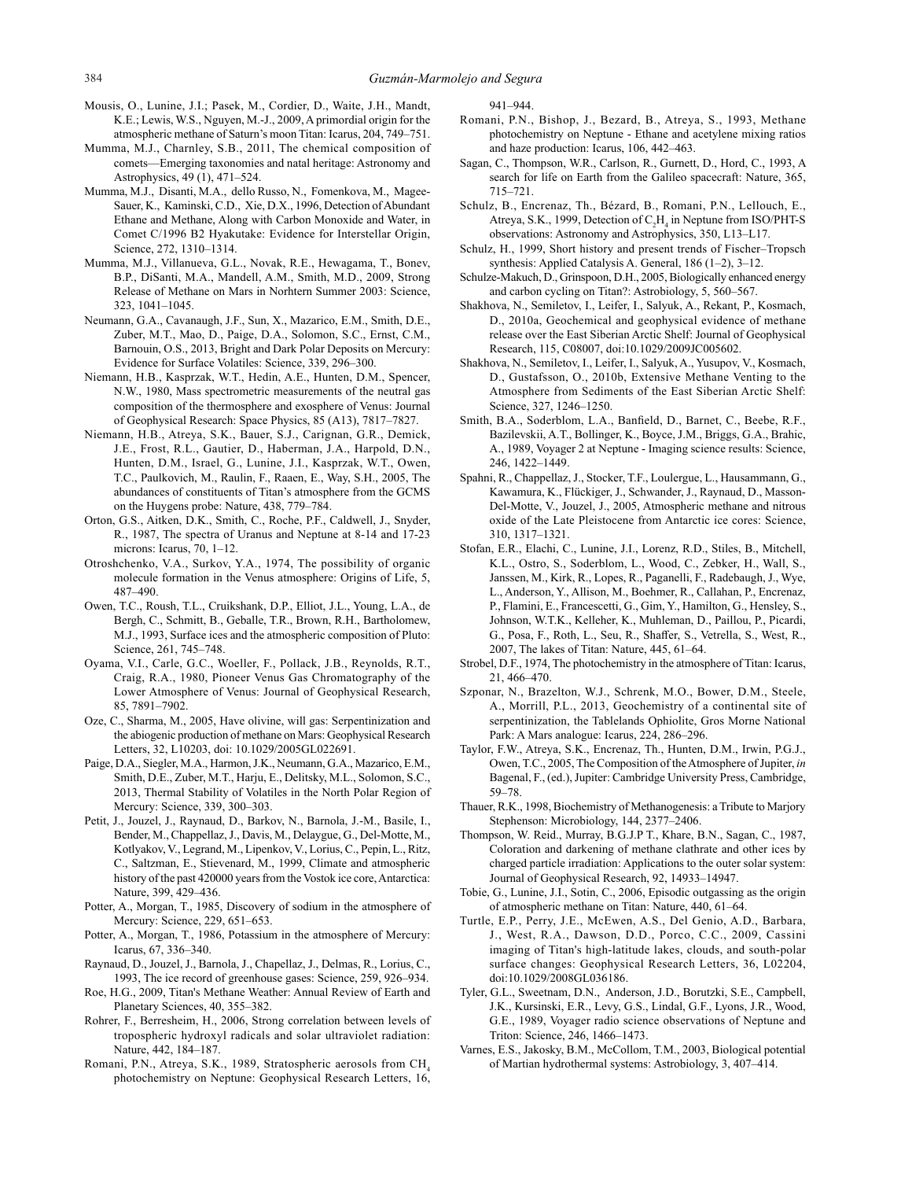Mousis, O., Lunine, J.I.; Pasek, M., Cordier, D., Waite, J.H., Mandt, K.E.; Lewis, W.S., Nguyen, M.-J., 2009, A primordial origin for the atmospheric methane of Saturn's moon Titan: Icarus, 204, 749–751.

Mumma, M.J., Charnley, S.B., 2011, The chemical composition of comets—Emerging taxonomies and natal heritage: Astronomy and Astrophysics, 49 (1), 471–524.

Mumma, M.J., Disanti, M.A., dello Russo, N., Fomenkova, M., Magee-Sauer, K., Kaminski, C.D., Xie, D.X., 1996, Detection of Abundant Ethane and Methane, Along with Carbon Monoxide and Water, in Comet C/1996 B2 Hyakutake: Evidence for Interstellar Origin, Science, 272, 1310–1314.

Mumma, M.J., Villanueva, G.L., Novak, R.E., Hewagama, T., Bonev, B.P., DiSanti, M.A., Mandell, A.M., Smith, M.D., 2009, Strong Release of Methane on Mars in Norhtern Summer 2003: Science, 323, 1041–1045.

Neumann, G.A., Cavanaugh, J.F., Sun, X., Mazarico, E.M., Smith, D.E., Zuber, M.T., Mao, D., Paige, D.A., Solomon, S.C., Ernst, C.M., Barnouin, O.S., 2013, Bright and Dark Polar Deposits on Mercury: Evidence for Surface Volatiles: Science, 339, 296–300.

Niemann, H.B., Kasprzak, W.T., Hedin, A.E., Hunten, D.M., Spencer, N.W., 1980, Mass spectrometric measurements of the neutral gas composition of the thermosphere and exosphere of Venus: Journal of Geophysical Research: Space Physics, 85 (A13), 7817–7827.

Niemann, H.B., Atreya, S.K., Bauer, S.J., Carignan, G.R., Demick, J.E., Frost, R.L., Gautier, D., Haberman, J.A., Harpold, D.N., Hunten, D.M., Israel, G., Lunine, J.I., Kasprzak, W.T., Owen, T.C., Paulkovich, M., Raulin, F., Raaen, E., Way, S.H., 2005, The abundances of constituents of Titan's atmosphere from the GCMS on the Huygens probe: Nature, 438, 779–784.

Orton, G.S., Aitken, D.K., Smith, C., Roche, P.F., Caldwell, J., Snyder, R., 1987, The spectra of Uranus and Neptune at 8-14 and 17-23 microns: Icarus, 70, 1–12.

Otroshchenko, V.A., Surkov, Y.A., 1974, The possibility of organic molecule formation in the Venus atmosphere: Origins of Life, 5, 487–490.

Owen, T.C., Roush, T.L., Cruikshank, D.P., Elliot, J.L., Young, L.A., de Bergh, C., Schmitt, B., Geballe, T.R., Brown, R.H., Bartholomew, M.J., 1993, Surface ices and the atmospheric composition of Pluto: Science, 261, 745–748.

Oyama, V.I., Carle, G.C., Woeller, F., Pollack, J.B., Reynolds, R.T., Craig, R.A., 1980, Pioneer Venus Gas Chromatography of the Lower Atmosphere of Venus: Journal of Geophysical Research, 85, 7891–7902.

Oze, C., Sharma, M., 2005, Have olivine, will gas: Serpentinization and the abiogenic production of methane on Mars: Geophysical Research Letters, 32, L10203, doi: 10.1029/2005GL022691.

Paige, D.A., Siegler, M.A., Harmon, J.K., Neumann, G.A., Mazarico, E.M., Smith, D.E., Zuber, M.T., Harju, E., Delitsky, M.L., Solomon, S.C., 2013, Thermal Stability of Volatiles in the North Polar Region of Mercury: Science, 339, 300–303.

Petit, J., Jouzel, J., Raynaud, D., Barkov, N., Barnola, J.-M., Basile, I., Bender, M., Chappellaz, J., Davis, M., Delaygue, G., Del-Motte, M., Kotlyakov, V., Legrand, M., Lipenkov, V., Lorius, C., Pepin, L., Ritz, C., Saltzman, E., Stievenard, M., 1999, Climate and atmospheric history of the past 420000 years from the Vostok ice core, Antarctica: Nature, 399, 429–436.

Potter, A., Morgan, T., 1985, Discovery of sodium in the atmosphere of Mercury: Science, 229, 651–653.

Potter, A., Morgan, T., 1986, Potassium in the atmosphere of Mercury: Icarus, 67, 336–340.

Raynaud, D., Jouzel, J., Barnola, J., Chapellaz, J., Delmas, R., Lorius, C., 1993, The ice record of greenhouse gases: Science, 259, 926–934.

Roe, H.G., 2009, Titan's Methane Weather: Annual Review of Earth and Planetary Sciences, 40, 355–382.

Rohrer, F., Berresheim, H., 2006, Strong correlation between levels of tropospheric hydroxyl radicals and solar ultraviolet radiation: Nature, 442, 184–187.

Romani, P.N., Atreya, S.K., 1989, Stratospheric aerosols from $CH_4$ photochemistry on Neptune: Geophysical Research Letters, 16, 941–944.

Romani, P.N., Bishop, J., Bezard, B., Atreya, S., 1993, Methane photochemistry on Neptune - Ethane and acetylene mixing ratios and haze production: Icarus, 106, 442–463.

Sagan, C., Thompson, W.R., Carlson, R., Gurnett, D., Hord, C., 1993, A search for life on Earth from the Galileo spacecraft: Nature, 365, 715–721.

Schulz, B., Encrenaz, Th., Bézard, B., Romani, P.N., Lellouch, E., Atreya, S.K., 1999, Detection of $C_2H_4$ in Neptune from ISO/PHT-S observations: Astronomy and Astrophysics, 350, L13–L17.

Schulz, H., 1999, Short history and present trends of Fischer–Tropsch synthesis: Applied Catalysis A. General, 186 (1–2), 3–12.

Schulze-Makuch, D., Grinspoon, D.H., 2005, Biologically enhanced energy and carbon cycling on Titan?: Astrobiology, 5, 560–567.

Shakhova, N., Semiletov, I., Leifer, I., Salyuk, A., Rekant, P., Kosmach, D., 2010a, Geochemical and geophysical evidence of methane release over the East Siberian Arctic Shelf: Journal of Geophysical Research, 115, C08007, doi:10.1029/2009JC005602.

Shakhova, N., Semiletov, I., Leifer, I., Salyuk, A., Yusupov, V., Kosmach, D., Gustafsson, O., 2010b, Extensive Methane Venting to the Atmosphere from Sediments of the East Siberian Arctic Shelf: Science, 327, 1246–1250.

Smith, B.A., Soderblom, L.A., Banfield, D., Barnet, C., Beebe, R.F., Bazilevskii, A.T., Bollinger, K., Boyce, J.M., Briggs, G.A., Brahic, A., 1989, Voyager 2 at Neptune - Imaging science results: Science, 246, 1422–1449.

Spahni, R., Chappellaz, J., Stocker, T.F., Loulergue, L., Hausammann, G., Kawamura, K., Flückiger, J., Schwander, J., Raynaud, D., Masson-Del-Motte, V., Jouzel, J., 2005, Atmospheric methane and nitrous oxide of the Late Pleistocene from Antarctic ice cores: Science, 310, 1317–1321.

Stofan, E.R., Elachi, C., Lunine, J.I., Lorenz, R.D., Stiles, B., Mitchell, K.L., Ostro, S., Soderblom, L., Wood, C., Zebker, H., Wall, S., Janssen, M., Kirk, R., Lopes, R., Paganelli, F., Radebaugh, J., Wye, L., Anderson, Y., Allison, M., Boehmer, R., Callahan, P., Encrenaz, P., Flamini, E., Francescetti, G., Gim, Y., Hamilton, G., Hensley, S., Johnson, W.T.K., Kelleher, K., Muhleman, D., Paillou, P., Picardi, G., Posa, F., Roth, L., Seu, R., Shaffer, S., Vetrella, S., West, R., 2007, The lakes of Titan: Nature, 445, 61–64.

Strobel, D.F., 1974, The photochemistry in the atmosphere of Titan: Icarus, 21, 466–470.

Szponar, N., Brazelton, W.J., Schrenk, M.O., Bower, D.M., Steele, A., Morrill, P.L., 2013, Geochemistry of a continental site of serpentinization, the Tablelands Ophiolite, Gros Morne National Park: A Mars analogue: Icarus, 224, 286–296.

Taylor, F.W., Atreya, S.K., Encrenaz, Th., Hunten, D.M., Irwin, P.G.J., Owen, T.C., 2005, The Composition of the Atmosphere of Jupiter, *in* Bagenal, F., (ed.), Jupiter: Cambridge University Press, Cambridge, 59–78.

Thauer, R.K., 1998, Biochemistry of Methanogenesis: a Tribute to Marjory Stephenson: Microbiology, 144, 2377–2406.

Thompson, W. Reid., Murray, B.G.J.P T., Khare, B.N., Sagan, C., 1987, Coloration and darkening of methane clathrate and other ices by charged particle irradiation: Applications to the outer solar system: Journal of Geophysical Research, 92, 14933–14947.

Tobie, G., Lunine, J.I., Sotin, C., 2006, Episodic outgassing as the origin of atmospheric methane on Titan: Nature, 440, 61–64.

Turtle, E.P., Perry, J.E., McEwen, A.S., Del Genio, A.D., Barbara, J., West, R.A., Dawson, D.D., Porco, C.C., 2009, Cassini imaging of Titan's high-latitude lakes, clouds, and south-polar surface changes: Geophysical Research Letters, 36, L02204, doi:10.1029/2008GL036186.

Tyler, G.L., Sweetnam, D.N., Anderson, J.D., Borutzki, S.E., Campbell, J.K., Kursinski, E.R., Levy, G.S., Lindal, G.F., Lyons, J.R., Wood, G.E., 1989, Voyager radio science observations of Neptune and Triton: Science, 246, 1466–1473.

Varnes, E.S., Jakosky, B.M., McCollom, T.M., 2003, Biological potential of Martian hydrothermal systems: Astrobiology, 3, 407–414.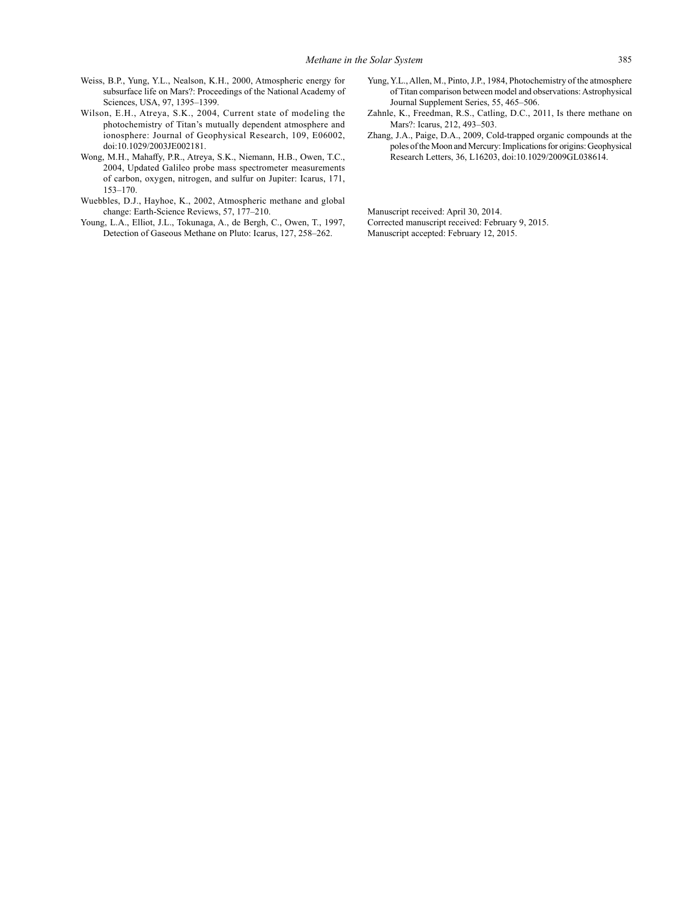Weiss, B.P., Yung, Y.L., Nealson, K.H., 2000, Atmospheric energy for subsurface life on Mars?: Proceedings of the National Academy of Sciences, USA, 97, 1395–1399.

Wilson, E.H., Atreya, S.K., 2004, Current state of modeling the photochemistry of Titan's mutually dependent atmosphere and ionosphere: Journal of Geophysical Research, 109, E06002, doi:10.1029/2003JE002181.

Wong, M.H., Mahaffy, P.R., Atreya, S.K., Niemann, H.B., Owen, T.C., 2004, Updated Galileo probe mass spectrometer measurements of carbon, oxygen, nitrogen, and sulfur on Jupiter: Icarus, 171, 153–170.

Wuebbles, D.J., Hayhoe, K., 2002, Atmospheric methane and global change: Earth-Science Reviews, 57, 177–210.

Young, L.A., Elliot, J.L., Tokunaga, A., de Bergh, C., Owen, T., 1997, Detection of Gaseous Methane on Pluto: Icarus, 127, 258–262.

Yung, Y.L., Allen, M., Pinto, J.P., 1984, Photochemistry of the atmosphere of Titan comparison between model and observations: Astrophysical Journal Supplement Series, 55, 465–506.

Zahnle, K., Freedman, R.S., Catling, D.C., 2011, Is there methane on Mars?: Icarus, 212, 493–503.

Zhang, J.A., Paige, D.A., 2009, Cold-trapped organic compounds at the poles of the Moon and Mercury: Implications for origins: Geophysical Research Letters, 36, L16203, doi:10.1029/2009GL038614.

Manuscript received: April 30, 2014.
Corrected manuscript received: February 9, 2015.
Manuscript accepted: February 12, 2015.